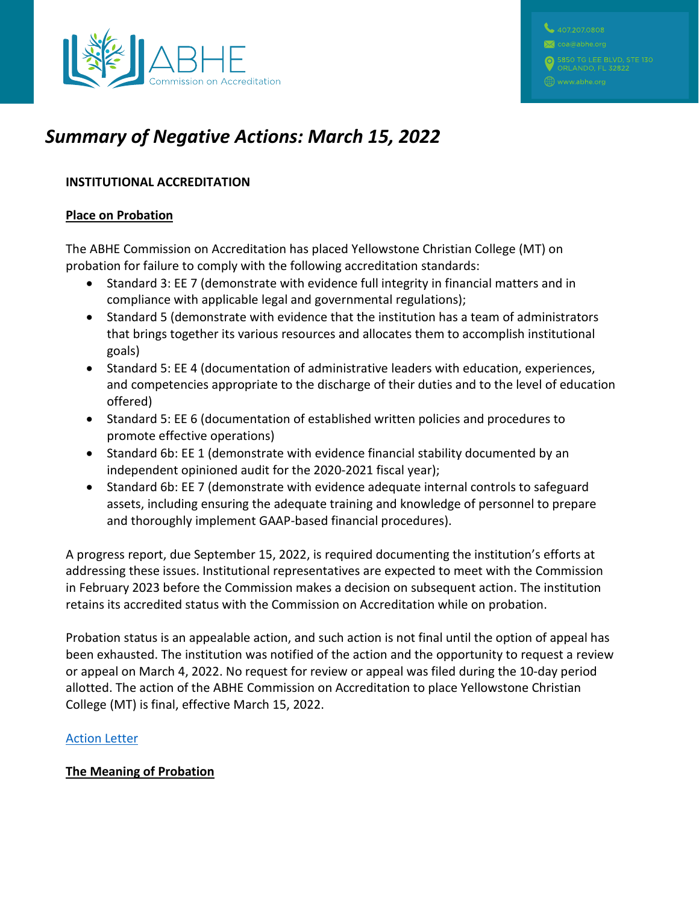# Summary of Negative Actions: March 15, 2022

**INSTITUTIONAL ACCREDITATION**

**Place on Probation**

The ABHE Commission on Accreditation has placed Yellowstone Christian College (MT) on probation for failure to comply with the following accreditation standards:

- Standard 3: EE 7 (demonstrate with evidence full integrity in financial matters and in compliance with applicable legal and governmental regulations);
- Standard 5 (demonstrate with evidence that the institution has a team of administrators that brings together its various resources and allocates them to accomplish institutional goals)
- Standard 5: EE 4 (documentation of administrative leaders with education, experiences, and competencies appropriate to the discharge of their duties and to the level of education offered)
- Standard 5: EE 6 (documentation of established written policies and procedures to promote effective operations)
- Standard 6b: EE 1 (demonstrate with evidence financial stability documented by an independent opinioned audit for the 2020-2021 fiscal year);
- Standard 6b: EE 7 (demonstrate with evidence adequate internal controls to safeguard assets, including ensuring the adequate training and knowledge of personnel to prepare and thoroughly implement GAAP-based financial procedures).

A progress report, due September 15, 2022, is required documenting the institution's efforts at addressing these issues. Institutional representatives are expected to meet with the Commission in February 2023 before the Commission makes a decision on subsequent action. The institution retains its accredited status with the Commission on Accreditation while on probation.

Probation status is an appealable action, and such action is not final until the option of appeal has been exhausted. The institution was notified of the action and the opportunity to request a review or appeal on March 4, 2022. No request for review or appeal was filed during the 10-day period allotted. The action of the ABHE Commission on Accreditation to place Yellowstone Christian College (MT) is final, effective March 15, 2022.

Action Letter

**The Meaning of Probation**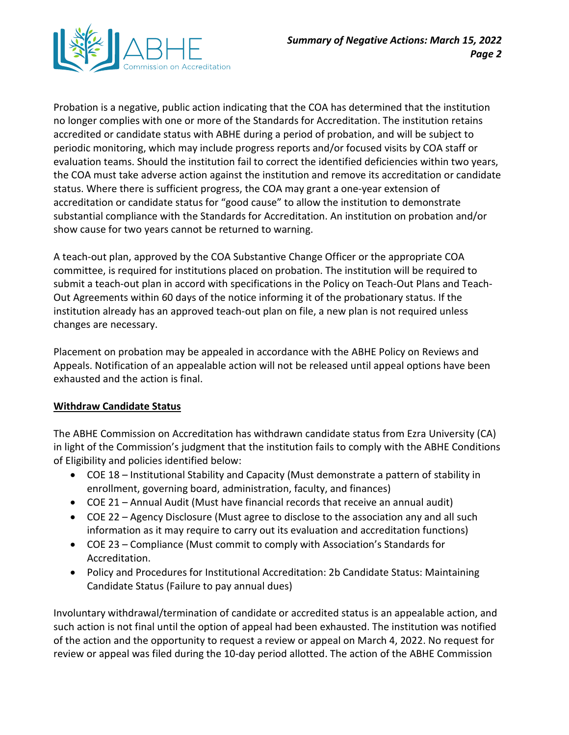Probation is a negative, public action indicating that the COA has determined that the institution no longer complies with one or more of the Standards for Accreditation. The institution retains accredited or candidate status with ABHE during a period of probation, and will be subject to periodic monitoring, which may include progress reports and/or focused visits by COA staff or evaluation teams. Should the institution fail to correct the identified deficiencies within two years, the COA must take adverse action against the institution and remove its accreditation or candidate status. Where there is sufficient progress, the COA may grant a one-year extension of accreditation or candidate status for "good cause" to allow the institution to demonstrate substantial compliance with the Standards for Accreditation. An institution on probation and/or show cause for two years cannot be returned to warning.

A teach-out plan, approved by the COA Substantive Change Officer or the appropriate COA committee, is required for institutions placed on probation. The institution will be required to submit a teach-out plan in accord with specifications in the Policy on Teach-Out Plans and Teach-Out Agreements within 60 days of the notice informing it of the probationary status. If the institution already has an approved teach-out plan on file, a new plan is not required unless changes are necessary.

Placement on probation may be appealed in accordance with the ABHE Policy on Reviews and Appeals. Notification of an appealable action will not be released until appeal options have been exhausted and the action is final.

**Withdraw Candidate Status**

The ABHE Commission on Accreditation has withdrawn candidate status from Ezra University (CA) in light of the Commission's judgment that the institution fails to comply with the ABHE Conditions of Eligibility and policies identified below:

- COE 18 – Institutional Stability and Capacity (Must demonstrate a pattern of stability in enrollment, governing board, administration, faculty, and finances)
- COE 21 – Annual Audit (Must have financial records that receive an annual audit)
- COE 22 – Agency Disclosure (Must agree to disclose to the association any and all such information as it may require to carry out its evaluation and accreditation functions)
- COE 23 – Compliance (Must commit to comply with Association's Standards for Accreditation.
- Policy and Procedures for Institutional Accreditation: 2b Candidate Status: Maintaining Candidate Status (Failure to pay annual dues)

Involuntary withdrawal/termination of candidate or accredited status is an appealable action, and such action is not final until the option of appeal had been exhausted. The institution was notified of the action and the opportunity to request a review or appeal on March 4, 2022. No request for review or appeal was filed during the 10-day period allotted. The action of the ABHE Commission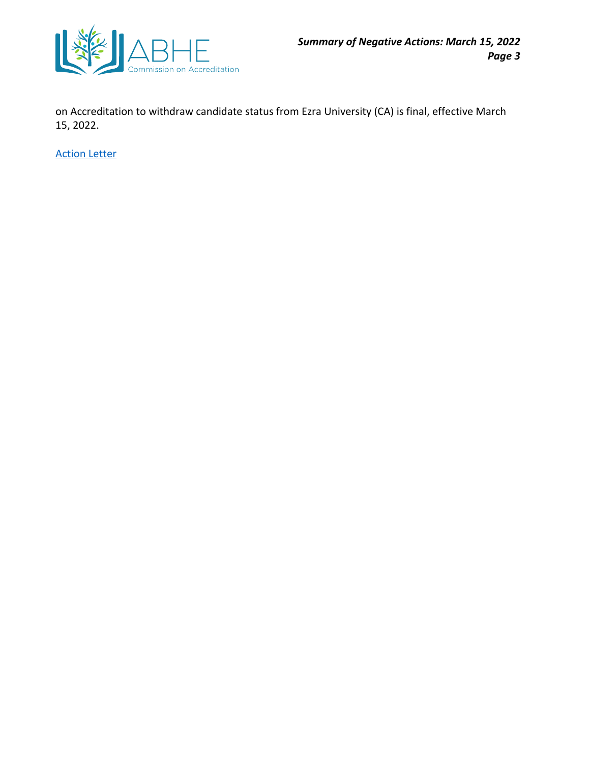on Accreditation to withdraw candidate status from Ezra University (CA) is final, effective March 15, 2022.

Action Letter